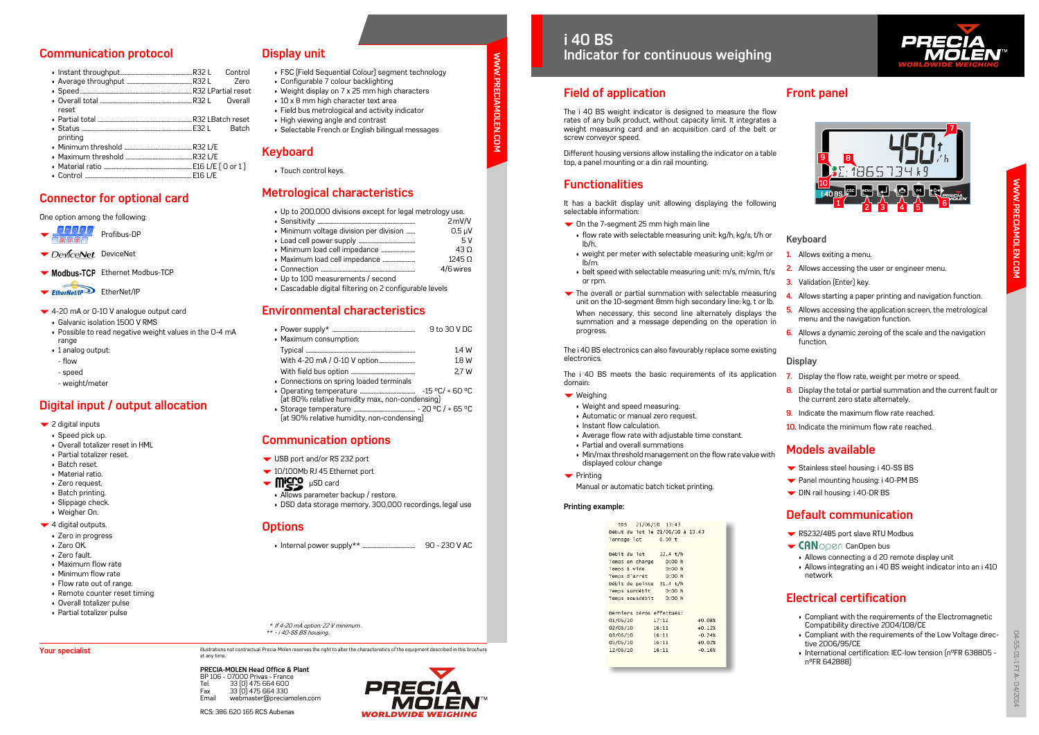# i 40 BS
## Indicator for continuous weighing

## Field of application

The i 40 BS weight indicator is designed to measure the flow rates of any bulk product, without capacity limit. It integrates a weight measuring card and an acquisition card of the belt or screw conveyor speed.

Different housing versions allow installing the indicator on a table top, a panel mounting or a din rail mounting.

## Functionalities

It has a backlit display unit allowing displaying the following selectable information:

- On the 7-segment 25 mm high main line
  - flow rate with selectable measuring unit: kg/h, kg/s, t/h or lb/h.
  - weight per meter with selectable measuring unit: kg/m or lb/m.
  - belt speed with selectable measuring unit: m/s, m/min, ft/s or rpm.
- The overall or partial summation with selectable measuring unit on the 10-segment 8mm high secondary line: kg, t or lb.

  When necessary, this second line alternately displays the summation and a message depending on the operation in progress.

The i 40 BS electronics can also favourably replace some existing electronics.

The i 40 BS meets the basic requirements of its application domain:

- Weighing
  - Weight and speed measuring.
  - Automatic or manual zero request.
  - Instant flow calculation.
  - Average flow rate with adjustable time constant.
  - Partial and overall summations
  - Min/max threshold management on the flow rate value with displayed colour change
- Printing

  Manual or automatic batch ticket printing.

**Printing example:**

```
SBS     21/06/10  13:43
Début du lot le 21/06/10 à 13:43
Tonnage lot       0.00 t

Débit du lot      32.4 t/h
Temps en charge   0:00 h
Temps à vide      0:00 h
Temps d'arrêt     0:00 h
Débit de pointe   31.4 t/h
Temps surdébit    0:00 h
Temps sousdébit   0:00 h

Derniers zéros effectués:
01/06/10      17:12       +0.08%
02/06/10      16:11       +0.12%
03/06/10      16:11       -0.24%
05/06/10      16:11       +0.02%
12/06/10      16:11       -0.16%
```

## Front panel

### Keyboard

1. Allows exiting a menu.
2. Allows accessing the user or engineer menu.
3. Validation (Enter) key.
4. Allows starting a paper printing and navigation function.
5. Allows accessing the application screen, the metrological menu and the navigation function.
6. Allows a dynamic zeroing of the scale and the navigation function.

### Display

7. Display the flow rate, weight per metre or speed.
8. Display the total or partial summation and the current fault or the current zero state alternately.
9. Indicate the maximum flow rate reached.
10. Indicate the minimum flow rate reached.

## Models available

- Stainless steel housing: i 40-SS BS
- Panel mounting housing: i 40-PM BS
- DIN rail housing: i 40-DR BS

## Default communication

- RS232/485 port slave RTU Modbus
- CANopen CanOpen bus
  - Allows connecting a d 20 remote display unit
  - Allows integrating an i 40 BS weight indicator into an i 410 network

## Electrical certification

- Compliant with the requirements of the Electromagnetic Compatibility directive 2004/108/CE
- Compliant with the requirements of the Low Voltage directive 2006/95/CE
- International certification: IEC-low tension (n°FR 638805 - n°FR 642888)

## Communication protocol

| Item | Protocol | Function |
|---|---|---|
| Instant throughput | R32 L | Control |
| Average throughput | R32 L | Zero |
| Speed | R32 L | Partial reset |
| Overall total | R32 L | Overall reset |
| Partial total | R32 L | Batch reset |
| Status | E32 L | Batch printing |
| Minimum threshold | R32 L/E | |
| Maximum threshold | R32 L/E | |
| Material ratio | E16 L/E ( 0 or 1 ) | |
| Control | E16 L/E | |

## Connector for optional card

One option among the following:

- Profibus-DP
- DeviceNet
- Modbus-TCP Ethernet Modbus-TCP
- EtherNet/IP
- 4-20 mA or 0-10 V analogue output card
  - Galvanic isolation 1500 V RMS
  - Possible to read negative weight values in the 0-4 mA range
  - 1 analog output:
    - flow
    - speed
    - weight/meter

## Digital input / output allocation

- 2 digital inputs
  - Speed pick up.
  - Overall totalizer reset in HML
  - Partial totalizer reset.
  - Batch reset.
  - Material ratio.
  - Zero request.
  - Batch printing.
  - Slippage check.
  - Weigher On.
- 4 digital outputs.
  - Zero in progress
  - Zero OK.
  - Zero fault.
  - Maximum flow rate
  - Minimum flow rate
  - Flow rate out of range.
  - Remote counter reset timing
  - Overall totalizer pulse
  - Partial totalizer pulse

## Display unit

- FSC (Field Sequential Colour) segment technology
- Configurable 7 colour backlighting
- Weight display on 7 x 25 mm high characters
- 10 x 8 mm high character text area
- Field bus metrological and activity indicator
- High viewing angle and contrast
- Selectable French or English bilingual messages

## Keyboard

- Touch control keys.

## Metrological characteristics

- Up to 200,000 divisions except for legal metrology use.
- Sensitivity: 2 mV/V
- Minimum voltage division per division: 0.5 µV
- Load cell power supply: 5 V
- Minimum load cell impedance: 43 Ω
- Maximum load cell impedance: 1245 Ω
- Connection: 4/6 wires
- Up to 100 measurements / second
- Cascadable digital filtering on 2 configurable levels

## Environmental characteristics

- Power supply*: 9 to 30 V DC
- Maximum consumption:
  - Typical: 1.4 W
  - With 4-20 mA / 0-10 V option: 1.8 W
  - With field bus option: 2.7 W
- Connections on spring loaded terminals
- Operating temperature: -15 °C/ + 60 °C (at 80% relative humidity max., non-condensing)
- Storage temperature: - 20 °C / + 65 °C (at 90% relative humidity, non-condensing)

## Communication options

- USB port and/or RS 232 port
- 10/100Mb RJ 45 Ethernet port
- micro SD µSD card
  - Allows parameter backup / restore.
  - DSD data storage memory, 300,000 recordings, legal use

## Options

- Internal power supply**: 90 - 230 V AC

*\* If 4-20 mA option: 22 V minimum.*
*\*\* - i 40-SS BS housing.*

**Your specialist**

Illustrations not contractual. Precia-Molen reserves the right to alter the characteristics of the equipment described in this brochure at any time.

**PRECIA-MOLEN Head Office & Plant**
BP 106 - 07000 Privas - France
Tel. 33 (0) 475 664 600
Fax 33 (0) 475 664 330
Email webmaster@preciamolen.com

RCS: 386 620 165 RCS Aubenas

WWW.PRECIAMOLEN.COM

04-55-01-1 FT A - 04/2014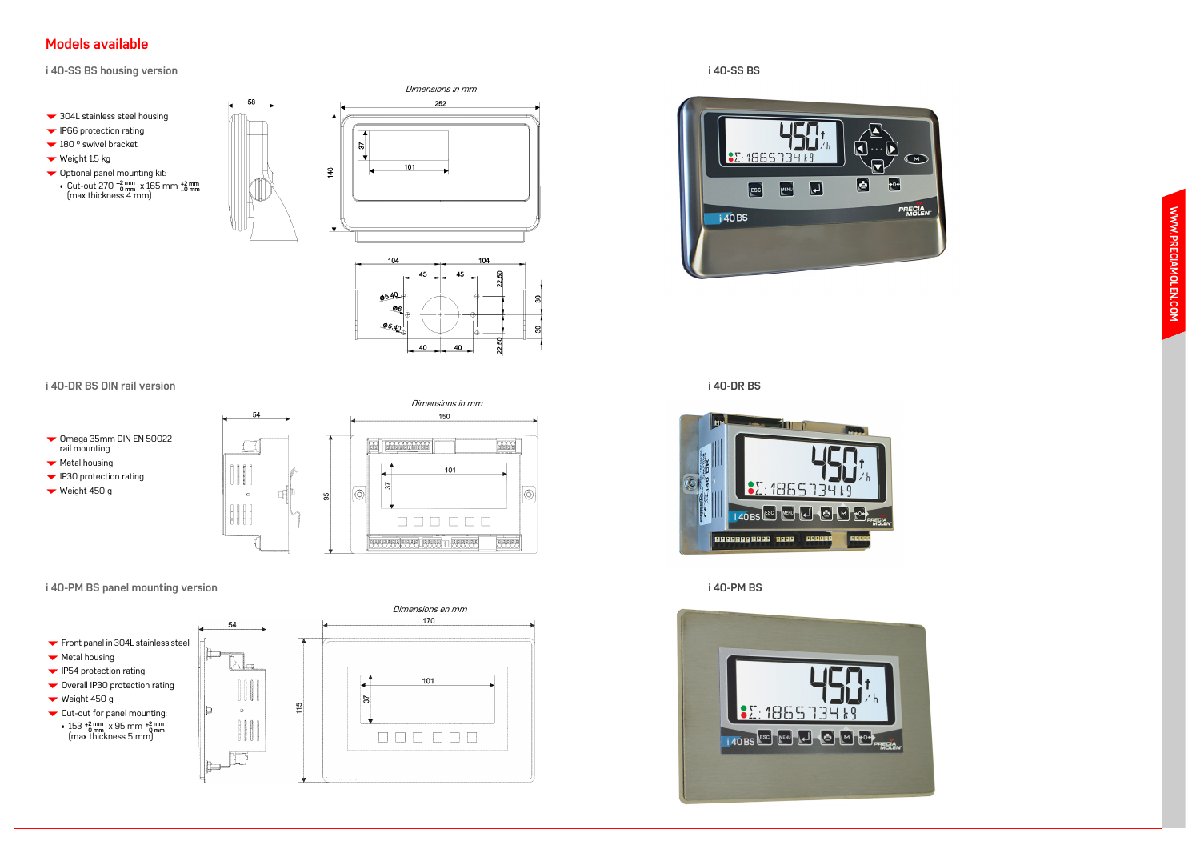## Models available

### i 40-SS BS housing version

- 304L stainless steel housing
- IP66 protection rating
- 180 ° swivel bracket
- Weight 1.5 kg
- Optional panel mounting kit:
  - Cut-out 270 $^{+2\,mm}_{-0\,mm}$ x 165 mm $^{+2\,mm}_{-0\,mm}$ (max thickness 4 mm).

*Dimensions in mm*

58
252
148
37
101
104
104
45
45
22.50
22.50
30
30
ø5.40
ø6
ø5.40
40
40

### i 40-SS BS

### i 40-DR BS DIN rail version

- Omega 35mm DIN EN 50022 rail mounting
- Metal housing
- IP30 protection rating
- Weight 450 g

*Dimensions in mm*

54
150
95
37
101

### i 40-DR BS

### i 40-PM BS panel mounting version

- Front panel in 304L stainless steel
- Metal housing
- IP54 protection rating
- Overall IP30 protection rating
- Weight 450 g
- Cut-out for panel mounting:
  - 153 $^{+2\,mm}_{-0\,mm}$ x 95 mm $^{+2\,mm}_{-0\,mm}$ (max thickness 5 mm).

*Dimensions en mm*

54
170
115
37
101

### i 40-PM BS

WWW.PRECIAMOLEN.COM